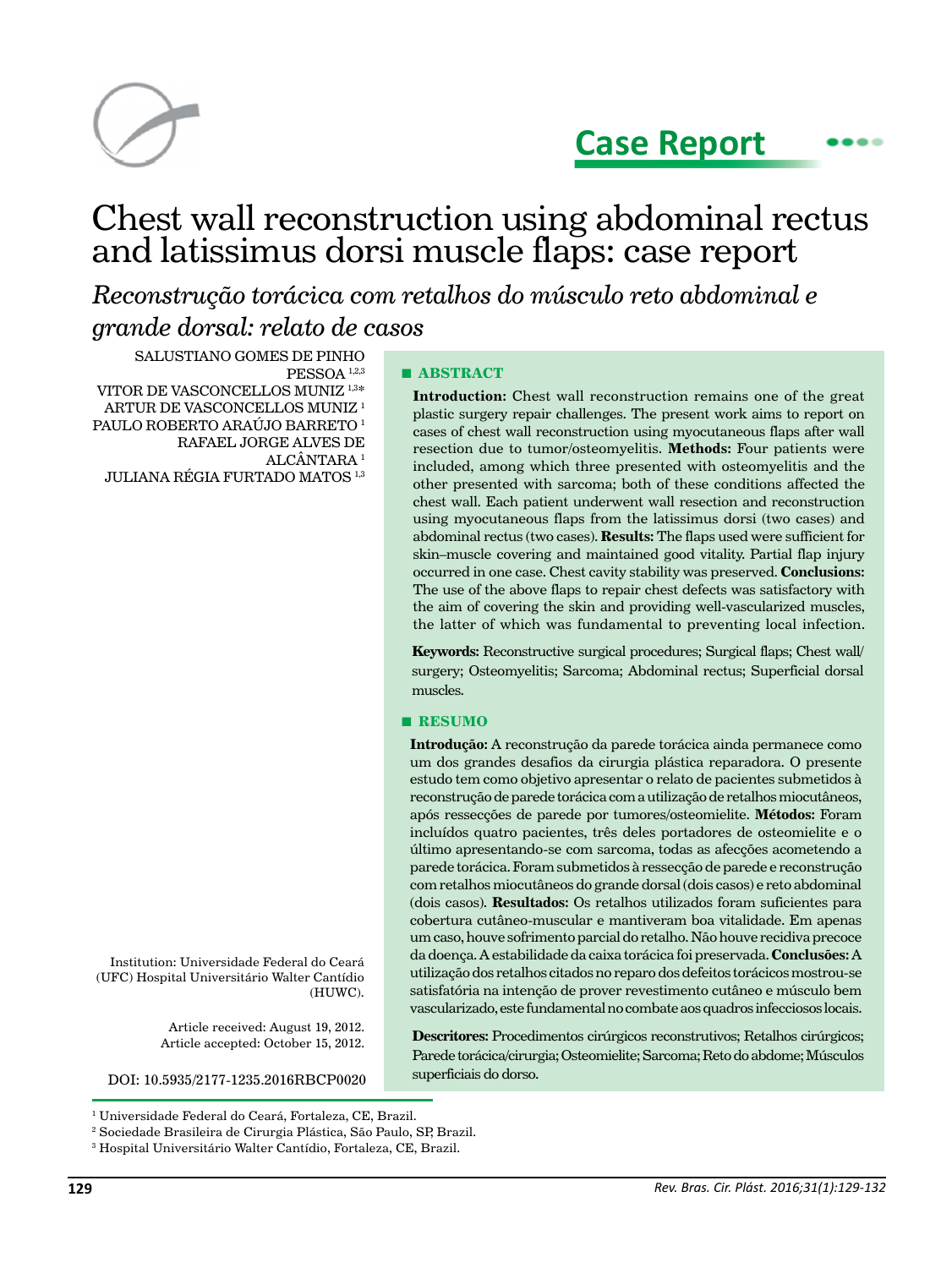Case Report

# Chest wall reconstruction using abdominal rectus and latissimus dorsi muscle flaps: case report

*Reconstrução torácica com retalhos do músculo reto abdominal e grande dorsal: relato de casos*

SALUSTIANO GOMES DE PINHO PESSOA [1,2,3]
VITOR DE VASCONCELLOS MUNIZ [1,3]*
ARTUR DE VASCONCELLOS MUNIZ [1]
PAULO ROBERTO ARAÚJO BARRETO [1]
RAFAEL JORGE ALVES DE ALCÂNTARA [1]
JULIANA RÉGIA FURTADO MATOS [1,3]

## ABSTRACT

**Introduction:** Chest wall reconstruction remains one of the great plastic surgery repair challenges. The present work aims to report on cases of chest wall reconstruction using myocutaneous flaps after wall resection due to tumor/osteomyelitis. **Methods:** Four patients were included, among which three presented with osteomyelitis and the other presented with sarcoma; both of these conditions affected the chest wall. Each patient underwent wall resection and reconstruction using myocutaneous flaps from the latissimus dorsi (two cases) and abdominal rectus (two cases). **Results:** The flaps used were sufficient for skin–muscle covering and maintained good vitality. Partial flap injury occurred in one case. Chest cavity stability was preserved. **Conclusions:** The use of the above flaps to repair chest defects was satisfactory with the aim of covering the skin and providing well-vascularized muscles, the latter of which was fundamental to preventing local infection.

**Keywords:** Reconstructive surgical procedures; Surgical flaps; Chest wall/surgery; Osteomyelitis; Sarcoma; Abdominal rectus; Superficial dorsal muscles.

## RESUMO

**Introdução:** A reconstrução da parede torácica ainda permanece como um dos grandes desafios da cirurgia plástica reparadora. O presente estudo tem como objetivo apresentar o relato de pacientes submetidos à reconstrução de parede torácica com a utilização de retalhos miocutâneos, após ressecções de parede por tumores/osteomielite. **Métodos:** Foram incluídos quatro pacientes, três deles portadores de osteomielite e o último apresentando-se com sarcoma, todas as afecções acometendo a parede torácica. Foram submetidos à ressecção de parede e reconstrução com retalhos miocutâneos do grande dorsal (dois casos) e reto abdominal (dois casos). **Resultados:** Os retalhos utilizados foram suficientes para cobertura cutâneo-muscular e mantiveram boa vitalidade. Em apenas um caso, houve sofrimento parcial do retalho. Não houve recidiva precoce da doença. A estabilidade da caixa torácica foi preservada. **Conclusões:** A utilização dos retalhos citados no reparo dos defeitos torácicos mostrou-se satisfatória na intenção de prover revestimento cutâneo e músculo bem vascularizado, este fundamental no combate aos quadros infecciosos locais.

**Descritores:** Procedimentos cirúrgicos reconstrutivos; Retalhos cirúrgicos; Parede torácica/cirurgia; Osteomielite; Sarcoma; Reto do abdome; Músculos superficiais do dorso.

Institution: Universidade Federal do Ceará (UFC) Hospital Universitário Walter Cantídio (HUWC).

Article received: August 19, 2012.
Article accepted: October 15, 2012.

DOI: 10.5935/2177-1235.2016RBCP0020

[1] Universidade Federal do Ceará, Fortaleza, CE, Brazil.
[2] Sociedade Brasileira de Cirurgia Plástica, São Paulo, SP, Brazil.
[3] Hospital Universitário Walter Cantídio, Fortaleza, CE, Brazil.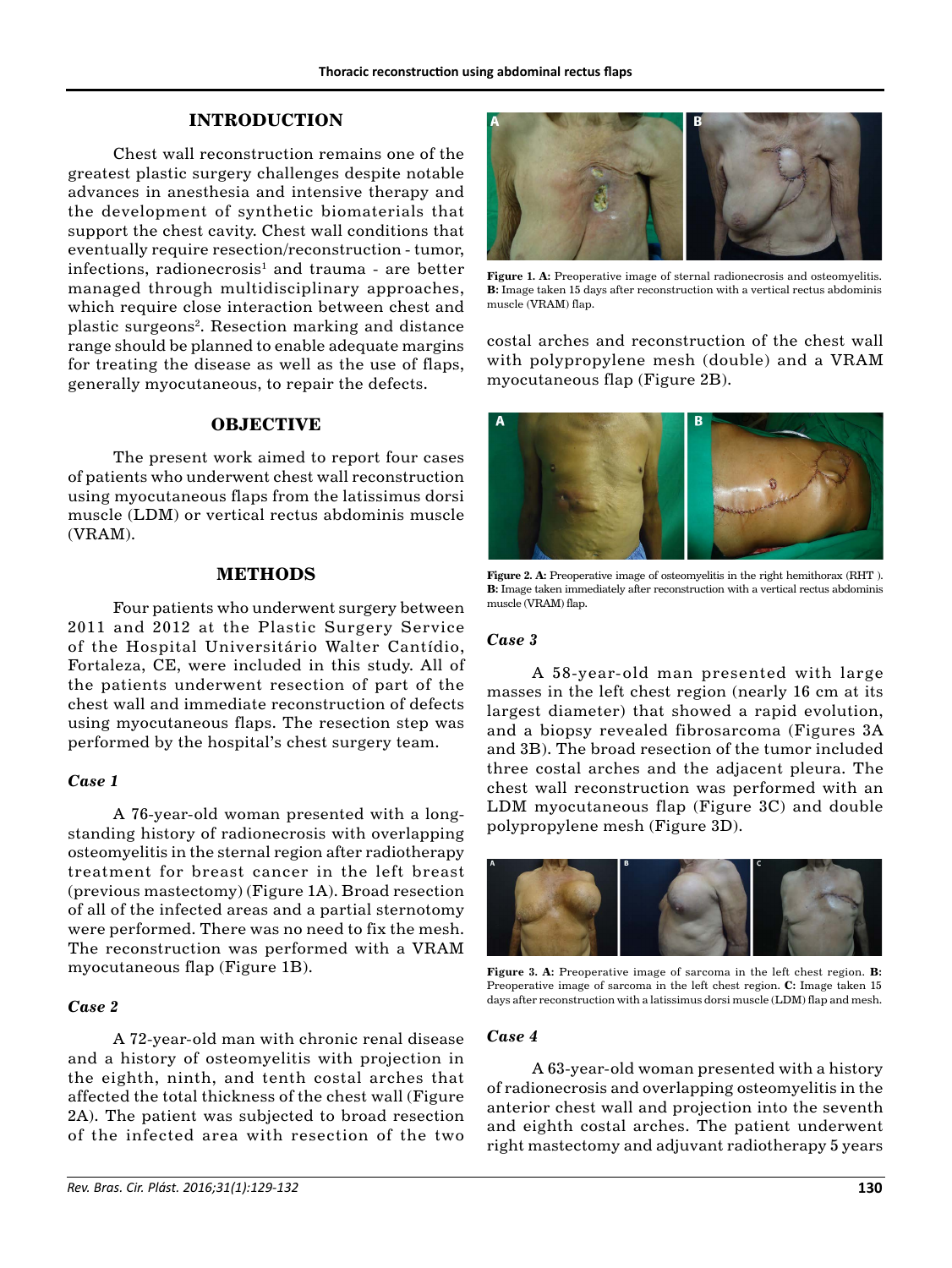## INTRODUCTION

Chest wall reconstruction remains one of the greatest plastic surgery challenges despite notable advances in anesthesia and intensive therapy and the development of synthetic biomaterials that support the chest cavity. Chest wall conditions that eventually require resection/reconstruction - tumor, infections, radionecrosis[1] and trauma - are better managed through multidisciplinary approaches, which require close interaction between chest and plastic surgeons[2]. Resection marking and distance range should be planned to enable adequate margins for treating the disease as well as the use of flaps, generally myocutaneous, to repair the defects.

## OBJECTIVE

The present work aimed to report four cases of patients who underwent chest wall reconstruction using myocutaneous flaps from the latissimus dorsi muscle (LDM) or vertical rectus abdominis muscle (VRAM).

## METHODS

Four patients who underwent surgery between 2011 and 2012 at the Plastic Surgery Service of the Hospital Universitário Walter Cantídio, Fortaleza, CE, were included in this study. All of the patients underwent resection of part of the chest wall and immediate reconstruction of defects using myocutaneous flaps. The resection step was performed by the hospital's chest surgery team.

### *Case 1*

A 76-year-old woman presented with a long-standing history of radionecrosis with overlapping osteomyelitis in the sternal region after radiotherapy treatment for breast cancer in the left breast (previous mastectomy) (Figure 1A). Broad resection of all of the infected areas and a partial sternotomy were performed. There was no need to fix the mesh. The reconstruction was performed with a VRAM myocutaneous flap (Figure 1B).

**Figure 1. A:** Preoperative image of sternal radionecrosis and osteomyelitis. **B:** Image taken 15 days after reconstruction with a vertical rectus abdominis muscle (VRAM) flap.

### *Case 2*

A 72-year-old man with chronic renal disease and a history of osteomyelitis with projection in the eighth, ninth, and tenth costal arches that affected the total thickness of the chest wall (Figure 2A). The patient was subjected to broad resection of the infected area with resection of the two costal arches and reconstruction of the chest wall with polypropylene mesh (double) and a VRAM myocutaneous flap (Figure 2B).

**Figure 2. A:** Preoperative image of osteomyelitis in the right hemithorax (RHT ). **B:** Image taken immediately after reconstruction with a vertical rectus abdominis muscle (VRAM) flap.

### *Case 3*

A 58-year-old man presented with large masses in the left chest region (nearly 16 cm at its largest diameter) that showed a rapid evolution, and a biopsy revealed fibrosarcoma (Figures 3A and 3B). The broad resection of the tumor included three costal arches and the adjacent pleura. The chest wall reconstruction was performed with an LDM myocutaneous flap (Figure 3C) and double polypropylene mesh (Figure 3D).

**Figure 3. A:** Preoperative image of sarcoma in the left chest region. **B:** Preoperative image of sarcoma in the left chest region. **C:** Image taken 15 days after reconstruction with a latissimus dorsi muscle (LDM) flap and mesh.

### *Case 4*

A 63-year-old woman presented with a history of radionecrosis and overlapping osteomyelitis in the anterior chest wall and projection into the seventh and eighth costal arches. The patient underwent right mastectomy and adjuvant radiotherapy 5 years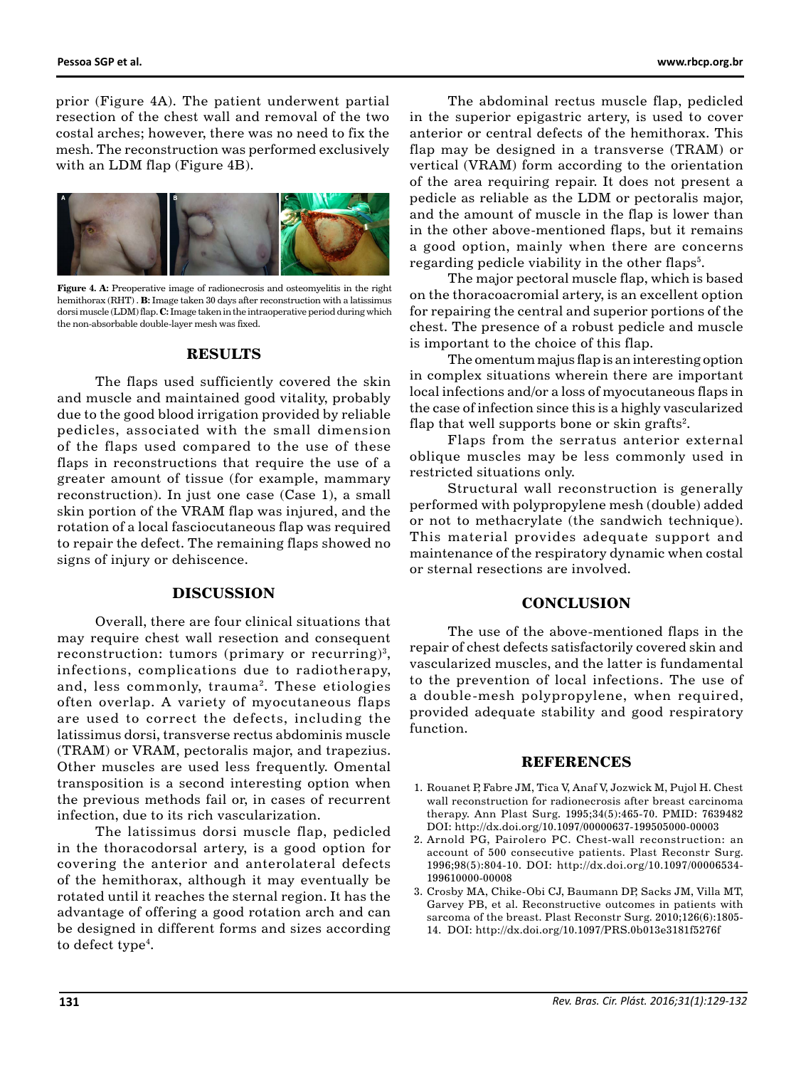prior (Figure 4A). The patient underwent partial resection of the chest wall and removal of the two costal arches; however, there was no need to fix the mesh. The reconstruction was performed exclusively with an LDM flap (Figure 4B).

**Figure 4. A:** Preoperative image of radionecrosis and osteomyelitis in the right hemithorax (RHT) . **B:** Image taken 30 days after reconstruction with a latissimus dorsi muscle (LDM) flap. **C:** Image taken in the intraoperative period during which the non-absorbable double-layer mesh was fixed.

## RESULTS

The flaps used sufficiently covered the skin and muscle and maintained good vitality, probably due to the good blood irrigation provided by reliable pedicles, associated with the small dimension of the flaps used compared to the use of these flaps in reconstructions that require the use of a greater amount of tissue (for example, mammary reconstruction). In just one case (Case 1), a small skin portion of the VRAM flap was injured, and the rotation of a local fasciocutaneous flap was required to repair the defect. The remaining flaps showed no signs of injury or dehiscence.

## DISCUSSION

Overall, there are four clinical situations that may require chest wall resection and consequent reconstruction: tumors (primary or recurring)[3], infections, complications due to radiotherapy, and, less commonly, trauma[2]. These etiologies often overlap. A variety of myocutaneous flaps are used to correct the defects, including the latissimus dorsi, transverse rectus abdominis muscle (TRAM) or VRAM, pectoralis major, and trapezius. Other muscles are used less frequently. Omental transposition is a second interesting option when the previous methods fail or, in cases of recurrent infection, due to its rich vascularization.

The latissimus dorsi muscle flap, pedicled in the thoracodorsal artery, is a good option for covering the anterior and anterolateral defects of the hemithorax, although it may eventually be rotated until it reaches the sternal region. It has the advantage of offering a good rotation arch and can be designed in different forms and sizes according to defect type[4].

The abdominal rectus muscle flap, pedicled in the superior epigastric artery, is used to cover anterior or central defects of the hemithorax. This flap may be designed in a transverse (TRAM) or vertical (VRAM) form according to the orientation of the area requiring repair. It does not present a pedicle as reliable as the LDM or pectoralis major, and the amount of muscle in the flap is lower than in the other above-mentioned flaps, but it remains a good option, mainly when there are concerns regarding pedicle viability in the other flaps[5].

The major pectoral muscle flap, which is based on the thoracoacromial artery, is an excellent option for repairing the central and superior portions of the chest. The presence of a robust pedicle and muscle is important to the choice of this flap.

The omentum majus flap is an interesting option in complex situations wherein there are important local infections and/or a loss of myocutaneous flaps in the case of infection since this is a highly vascularized flap that well supports bone or skin grafts[2].

Flaps from the serratus anterior external oblique muscles may be less commonly used in restricted situations only.

Structural wall reconstruction is generally performed with polypropylene mesh (double) added or not to methacrylate (the sandwich technique). This material provides adequate support and maintenance of the respiratory dynamic when costal or sternal resections are involved.

## CONCLUSION

The use of the above-mentioned flaps in the repair of chest defects satisfactorily covered skin and vascularized muscles, and the latter is fundamental to the prevention of local infections. The use of a double-mesh polypropylene, when required, provided adequate stability and good respiratory function.

## REFERENCES

1. Rouanet P, Fabre JM, Tica V, Anaf V, Jozwick M, Pujol H. Chest wall reconstruction for radionecrosis after breast carcinoma therapy. Ann Plast Surg. 1995;34(5):465-70. PMID: 7639482 DOI: http://dx.doi.org/10.1097/00000637-199505000-00003
2. Arnold PG, Pairolero PC. Chest-wall reconstruction: an account of 500 consecutive patients. Plast Reconstr Surg. 1996;98(5):804-10. DOI: http://dx.doi.org/10.1097/00006534-199610000-00008
3. Crosby MA, Chike-Obi CJ, Baumann DP, Sacks JM, Villa MT, Garvey PB, et al. Reconstructive outcomes in patients with sarcoma of the breast. Plast Reconstr Surg. 2010;126(6):1805-14. DOI: http://dx.doi.org/10.1097/PRS.0b013e3181f5276f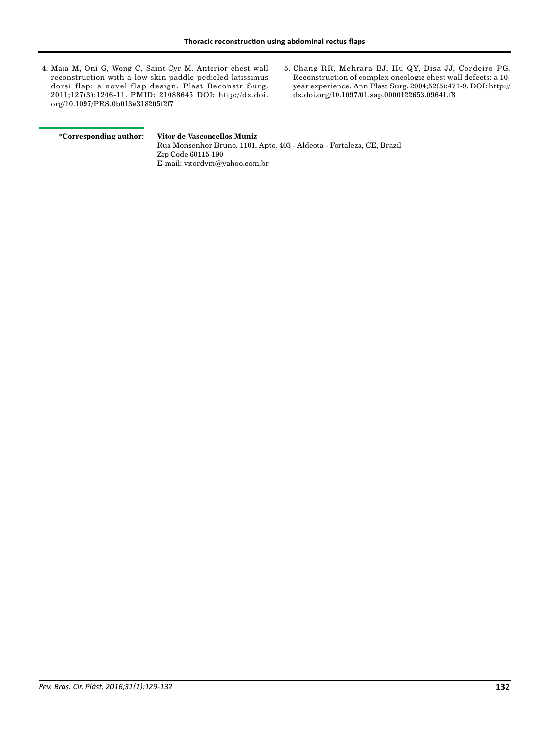4. Maia M, Oni G, Wong C, Saint-Cyr M. Anterior chest wall reconstruction with a low skin paddle pedicled latissimus dorsi flap: a novel flap design. Plast Reconstr Surg. 2011;127(3):1206-11. PMID: 21088645 DOI: http://dx.doi.org/10.1097/PRS.0b013e318205f2f7

5. Chang RR, Mehrara BJ, Hu QY, Disa JJ, Cordeiro PG. Reconstruction of complex oncologic chest wall defects: a 10-year experience. Ann Plast Surg. 2004;52(5):471-9. DOI: http://dx.doi.org/10.1097/01.sap.0000122653.09641.f8

**\*Corresponding author:** **Vitor de Vasconcellos Muniz**
Rua Monsenhor Bruno, 1101, Apto. 403 - Aldeota - Fortaleza, CE, Brazil
Zip Code 60115-190
E-mail: vitordvm@yahoo.com.br